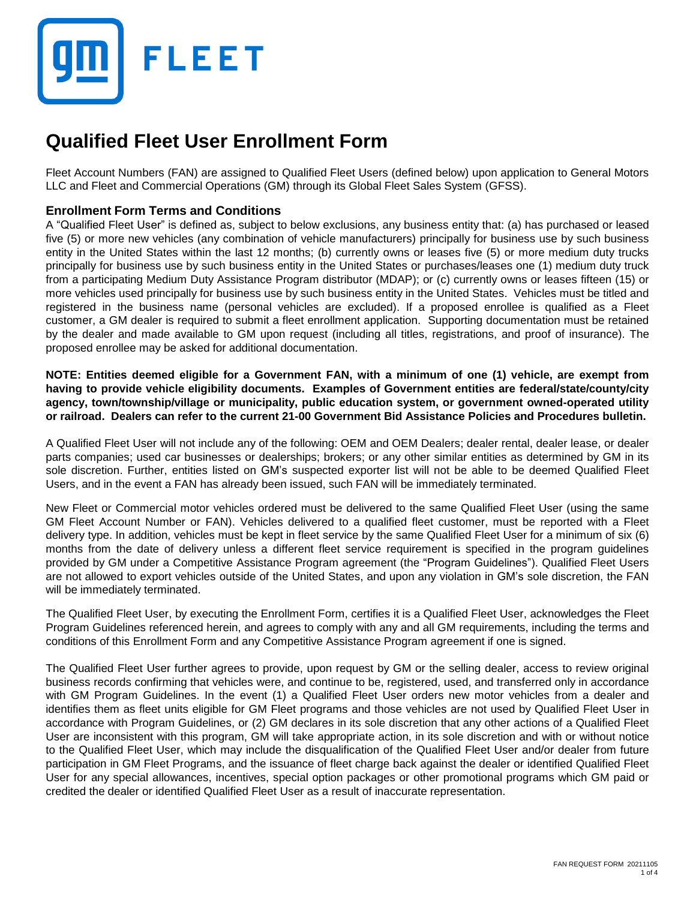GM FLEET

# Qualified Fleet User Enrollment Form

Fleet Account Numbers (FAN) are assigned to Qualified Fleet Users (defined below) upon application to General Motors LLC and Fleet and Commercial Operations (GM) through its Global Fleet Sales System (GFSS).

## Enrollment Form Terms and Conditions

A "Qualified Fleet User" is defined as, subject to below exclusions, any business entity that: (a) has purchased or leased five (5) or more new vehicles (any combination of vehicle manufacturers) principally for business use by such business entity in the United States within the last 12 months; (b) currently owns or leases five (5) or more medium duty trucks principally for business use by such business entity in the United States or purchases/leases one (1) medium duty truck from a participating Medium Duty Assistance Program distributor (MDAP); or (c) currently owns or leases fifteen (15) or more vehicles used principally for business use by such business entity in the United States. Vehicles must be titled and registered in the business name (personal vehicles are excluded). If a proposed enrollee is qualified as a Fleet customer, a GM dealer is required to submit a fleet enrollment application. Supporting documentation must be retained by the dealer and made available to GM upon request (including all titles, registrations, and proof of insurance). The proposed enrollee may be asked for additional documentation.

**NOTE: Entities deemed eligible for a Government FAN, with a minimum of one (1) vehicle, are exempt from having to provide vehicle eligibility documents. Examples of Government entities are federal/state/county/city agency, town/township/village or municipality, public education system, or government owned-operated utility or railroad. Dealers can refer to the current 21-00 Government Bid Assistance Policies and Procedures bulletin.**

A Qualified Fleet User will not include any of the following: OEM and OEM Dealers; dealer rental, dealer lease, or dealer parts companies; used car businesses or dealerships; brokers; or any other similar entities as determined by GM in its sole discretion. Further, entities listed on GM's suspected exporter list will not be able to be deemed Qualified Fleet Users, and in the event a FAN has already been issued, such FAN will be immediately terminated.

New Fleet or Commercial motor vehicles ordered must be delivered to the same Qualified Fleet User (using the same GM Fleet Account Number or FAN). Vehicles delivered to a qualified fleet customer, must be reported with a Fleet delivery type. In addition, vehicles must be kept in fleet service by the same Qualified Fleet User for a minimum of six (6) months from the date of delivery unless a different fleet service requirement is specified in the program guidelines provided by GM under a Competitive Assistance Program agreement (the "Program Guidelines"). Qualified Fleet Users are not allowed to export vehicles outside of the United States, and upon any violation in GM's sole discretion, the FAN will be immediately terminated.

The Qualified Fleet User, by executing the Enrollment Form, certifies it is a Qualified Fleet User, acknowledges the Fleet Program Guidelines referenced herein, and agrees to comply with any and all GM requirements, including the terms and conditions of this Enrollment Form and any Competitive Assistance Program agreement if one is signed.

The Qualified Fleet User further agrees to provide, upon request by GM or the selling dealer, access to review original business records confirming that vehicles were, and continue to be, registered, used, and transferred only in accordance with GM Program Guidelines. In the event (1) a Qualified Fleet User orders new motor vehicles from a dealer and identifies them as fleet units eligible for GM Fleet programs and those vehicles are not used by Qualified Fleet User in accordance with Program Guidelines, or (2) GM declares in its sole discretion that any other actions of a Qualified Fleet User are inconsistent with this program, GM will take appropriate action, in its sole discretion and with or without notice to the Qualified Fleet User, which may include the disqualification of the Qualified Fleet User and/or dealer from future participation in GM Fleet Programs, and the issuance of fleet charge back against the dealer or identified Qualified Fleet User for any special allowances, incentives, special option packages or other promotional programs which GM paid or credited the dealer or identified Qualified Fleet User as a result of inaccurate representation.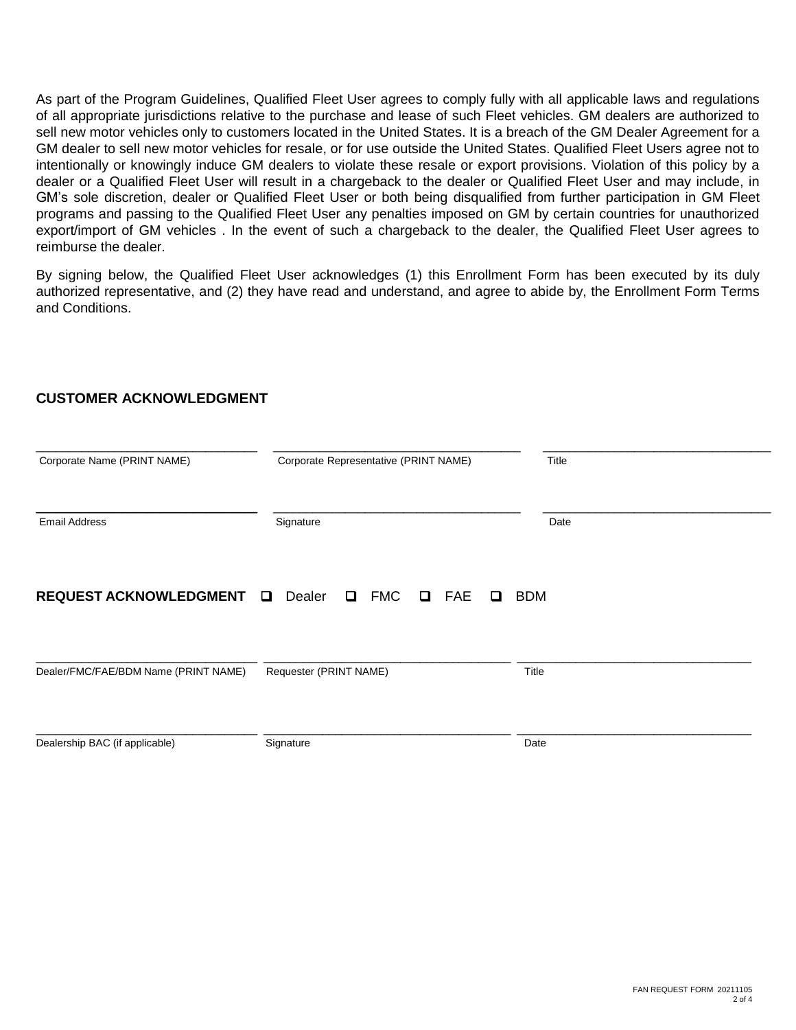As part of the Program Guidelines, Qualified Fleet User agrees to comply fully with all applicable laws and regulations of all appropriate jurisdictions relative to the purchase and lease of such Fleet vehicles. GM dealers are authorized to sell new motor vehicles only to customers located in the United States. It is a breach of the GM Dealer Agreement for a GM dealer to sell new motor vehicles for resale, or for use outside the United States. Qualified Fleet Users agree not to intentionally or knowingly induce GM dealers to violate these resale or export provisions. Violation of this policy by a dealer or a Qualified Fleet User will result in a chargeback to the dealer or Qualified Fleet User and may include, in GM's sole discretion, dealer or Qualified Fleet User or both being disqualified from further participation in GM Fleet programs and passing to the Qualified Fleet User any penalties imposed on GM by certain countries for unauthorized export/import of GM vehicles . In the event of such a chargeback to the dealer, the Qualified Fleet User agrees to reimburse the dealer.

By signing below, the Qualified Fleet User acknowledges (1) this Enrollment Form has been executed by its duly authorized representative, and (2) they have read and understand, and agree to abide by, the Enrollment Form Terms and Conditions.

## CUSTOMER ACKNOWLEDGMENT

| | | |
|---|---|---|
| Corporate Name (PRINT NAME) | Corporate Representative (PRINT NAME) | Title |
| Email Address | Signature | Date |

## REQUEST ACKNOWLEDGMENT ☐ Dealer ☐ FMC ☐ FAE ☐ BDM

| | | |
|---|---|---|
| Dealer/FMC/FAE/BDM Name (PRINT NAME) | Requester (PRINT NAME) | Title |
| Dealership BAC (if applicable) | Signature | Date |

FAN REQUEST FORM 20211105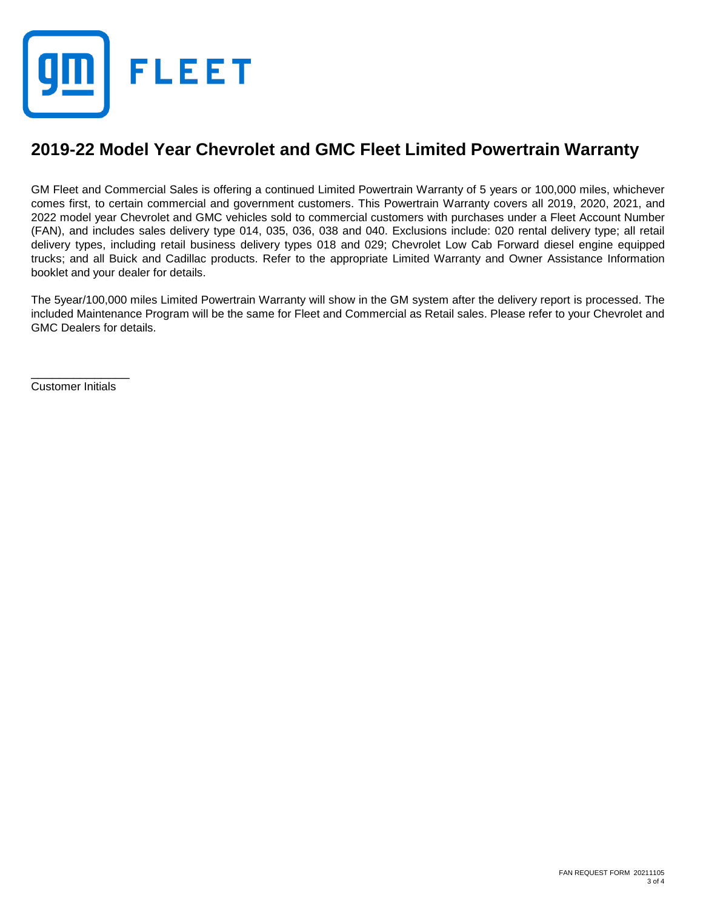# 2019-22 Model Year Chevrolet and GMC Fleet Limited Powertrain Warranty

GM Fleet and Commercial Sales is offering a continued Limited Powertrain Warranty of 5 years or 100,000 miles, whichever comes first, to certain commercial and government customers. This Powertrain Warranty covers all 2019, 2020, 2021, and 2022 model year Chevrolet and GMC vehicles sold to commercial customers with purchases under a Fleet Account Number (FAN), and includes sales delivery type 014, 035, 036, 038 and 040. Exclusions include: 020 rental delivery type; all retail delivery types, including retail business delivery types 018 and 029; Chevrolet Low Cab Forward diesel engine equipped trucks; and all Buick and Cadillac products. Refer to the appropriate Limited Warranty and Owner Assistance Information booklet and your dealer for details.

The 5year/100,000 miles Limited Powertrain Warranty will show in the GM system after the delivery report is processed. The included Maintenance Program will be the same for Fleet and Commercial as Retail sales. Please refer to your Chevrolet and GMC Dealers for details.

_______________
Customer Initials

FAN REQUEST FORM 20211105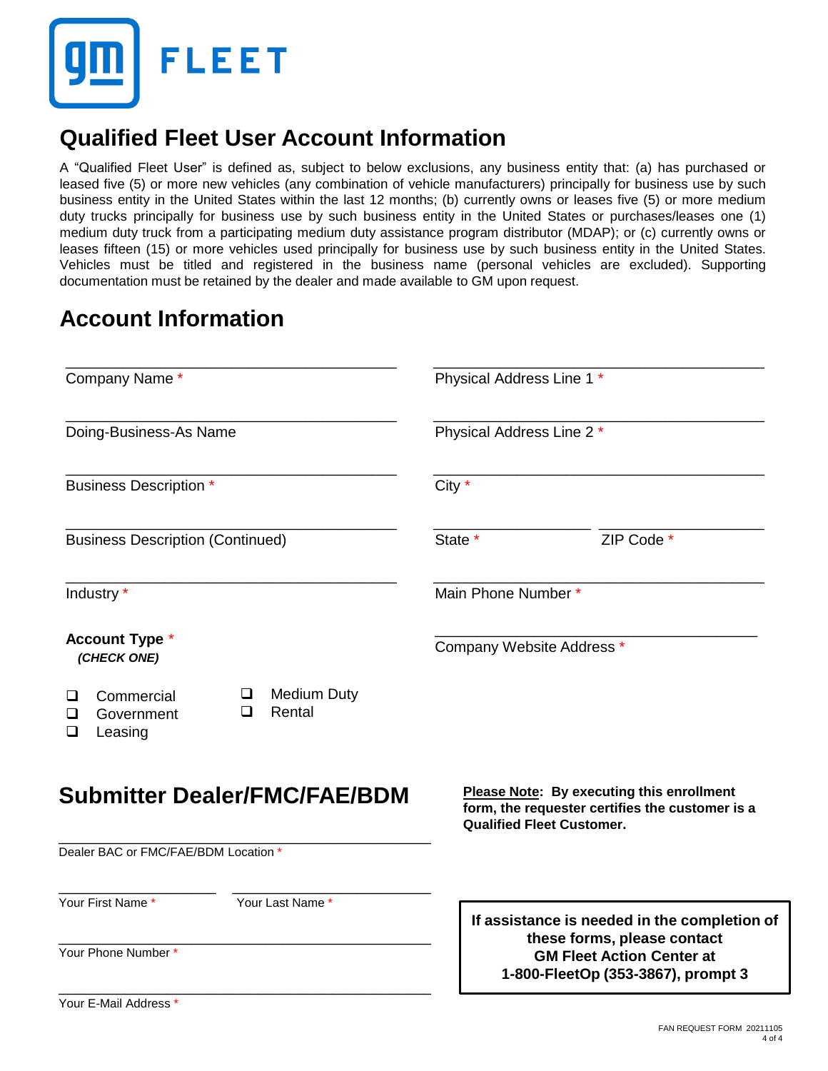GM FLEET

# Qualified Fleet User Account Information

A "Qualified Fleet User" is defined as, subject to below exclusions, any business entity that: (a) has purchased or leased five (5) or more new vehicles (any combination of vehicle manufacturers) principally for business use by such business entity in the United States within the last 12 months; (b) currently owns or leases five (5) or more medium duty trucks principally for business use by such business entity in the United States or purchases/leases one (1) medium duty truck from a participating medium duty assistance program distributor (MDAP); or (c) currently owns or leases fifteen (15) or more vehicles used principally for business use by such business entity in the United States. Vehicles must be titled and registered in the business name (personal vehicles are excluded). Supporting documentation must be retained by the dealer and made available to GM upon request.

# Account Information

Company Name *: ______________________

Doing-Business-As Name: ______________________

Business Description *: ______________________

Business Description (Continued): ______________________

Industry *: ______________________

**Account Type** *
***(CHECK ONE)***

- ❑ Commercial
- ❑ Government
- ❑ Leasing
- ❑ Medium Duty
- ❑ Rental

Physical Address Line 1 *: ______________________

Physical Address Line 2 *: ______________________

City *: ______________________

State *: __________ ZIP Code *: __________

Main Phone Number *: ______________________

Company Website Address *: ______________________

# Submitter Dealer/FMC/FAE/BDM

Dealer BAC or FMC/FAE/BDM Location *: ______________________

Your First Name *: __________ Your Last Name *: __________

Your Phone Number *: ______________________

Your E-Mail Address *: ______________________

**<u>Please Note</u>: By executing this enrollment form, the requester certifies the customer is a Qualified Fleet Customer.**

**If assistance is needed in the completion of these forms, please contact GM Fleet Action Center at 1-800-FleetOp (353-3867), prompt 3**

FAN REQUEST FORM 20211105